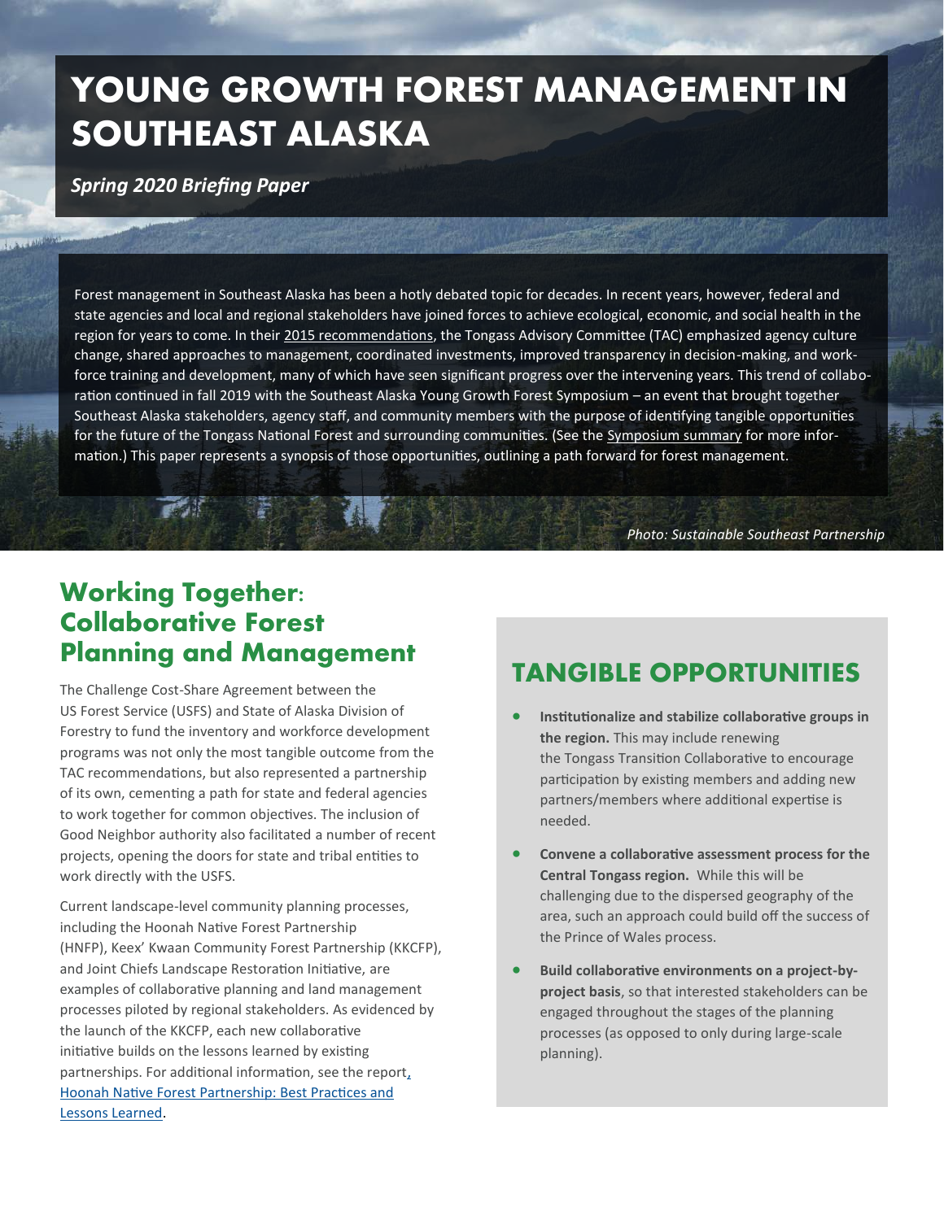# YOUNG GROWTH FOREST MANAGEMENT IN SOUTHEAST ALASKA

*Spring 2020 Briefing Paper*

Forest management in Southeast Alaska has been a hotly debated topic for decades. In recent years, however, federal and state agencies and local and regional stakeholders have joined forces to achieve ecological, economic, and social health in the region for years to come. In their 2015 recommendations, the Tongass Advisory Committee (TAC) emphasized agency culture change, shared approaches to management, coordinated investments, improved transparency in decision-making, and workforce training and development, many of which have seen significant progress over the intervening years. This trend of collaboration continued in fall 2019 with the Southeast Alaska Young Growth Forest Symposium – an event that brought together Southeast Alaska stakeholders, agency staff, and community members with the purpose of identifying tangible opportunities for the future of the Tongass National Forest and surrounding communities. (See the Symposium summary for more information.) This paper represents a synopsis of those opportunities, outlining a path forward for forest management.

*Photo: Sustainable Southeast Partnership*

## Working Together: Collaborative Forest Planning and Management

The Challenge Cost-Share Agreement between the US Forest Service (USFS) and State of Alaska Division of Forestry to fund the inventory and workforce development programs was not only the most tangible outcome from the TAC recommendations, but also represented a partnership of its own, cementing a path for state and federal agencies to work together for common objectives. The inclusion of Good Neighbor authority also facilitated a number of recent projects, opening the doors for state and tribal entities to work directly with the USFS.

Current landscape-level community planning processes, including the Hoonah Native Forest Partnership (HNFP), Keex' Kwaan Community Forest Partnership (KKCFP), and Joint Chiefs Landscape Restoration Initiative, are examples of collaborative planning and land management processes piloted by regional stakeholders. As evidenced by the launch of the KKCFP, each new collaborative initiative builds on the lessons learned by existing partnerships. For additional information, see the report, Hoonah Native Forest Partnership: Best Practices and Lessons Learned.

## TANGIBLE OPPORTUNITIES

- **Institutionalize and stabilize collaborative groups in the region.** This may include renewing the Tongass Transition Collaborative to encourage participation by existing members and adding new partners/members where additional expertise is needed.
- **Convene a collaborative assessment process for the Central Tongass region.** While this will be challenging due to the dispersed geography of the area, such an approach could build off the success of the Prince of Wales process.
- **Build collaborative environments on a project-by-project basis**, so that interested stakeholders can be engaged throughout the stages of the planning processes (as opposed to only during large-scale planning).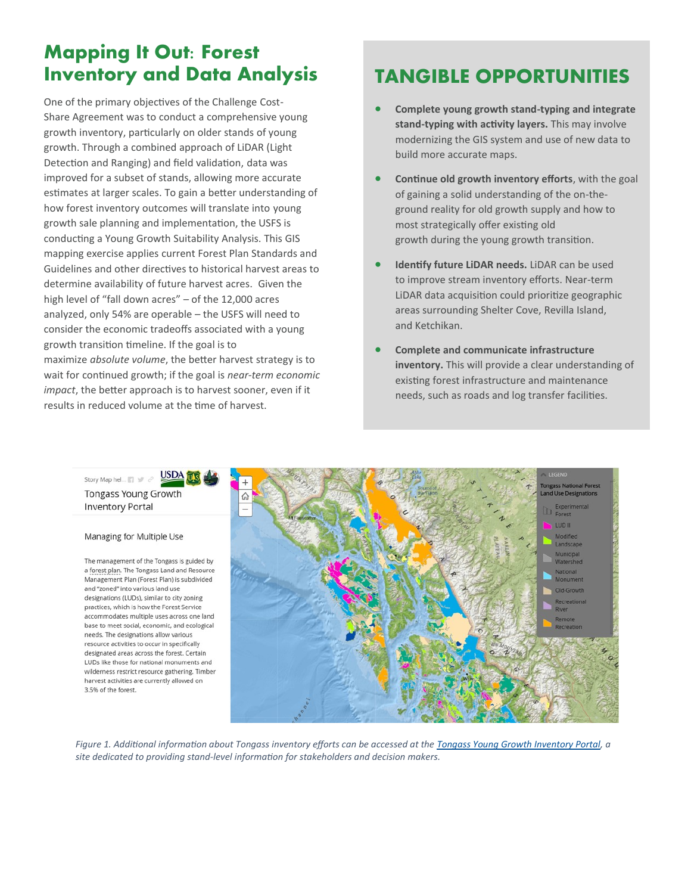## Mapping It Out: Forest Inventory and Data Analysis

One of the primary objectives of the Challenge Cost-Share Agreement was to conduct a comprehensive young growth inventory, particularly on older stands of young growth. Through a combined approach of LiDAR (Light Detection and Ranging) and field validation, data was improved for a subset of stands, allowing more accurate estimates at larger scales. To gain a better understanding of how forest inventory outcomes will translate into young growth sale planning and implementation, the USFS is conducting a Young Growth Suitability Analysis. This GIS mapping exercise applies current Forest Plan Standards and Guidelines and other directives to historical harvest areas to determine availability of future harvest acres. Given the high level of "fall down acres" – of the 12,000 acres analyzed, only 54% are operable – the USFS will need to consider the economic tradeoffs associated with a young growth transition timeline. If the goal is to maximize *absolute volume*, the better harvest strategy is to wait for continued growth; if the goal is *near-term economic impact*, the better approach is to harvest sooner, even if it results in reduced volume at the time of harvest.

## TANGIBLE OPPORTUNITIES

- **Complete young growth stand-typing and integrate stand-typing with activity layers.** This may involve modernizing the GIS system and use of new data to build more accurate maps.
- **Continue old growth inventory efforts**, with the goal of gaining a solid understanding of the on-the-ground reality for old growth supply and how to most strategically offer existing old growth during the young growth transition.
- **Identify future LiDAR needs.** LiDAR can be used to improve stream inventory efforts. Near-term LiDAR data acquisition could prioritize geographic areas surrounding Shelter Cove, Revilla Island, and Ketchikan.
- **Complete and communicate infrastructure inventory.** This will provide a clear understanding of existing forest infrastructure and maintenance needs, such as roads and log transfer facilities.

*Figure 1. Additional information about Tongass inventory efforts can be accessed at the Tongass Young Growth Inventory Portal, a site dedicated to providing stand-level information for stakeholders and decision makers.*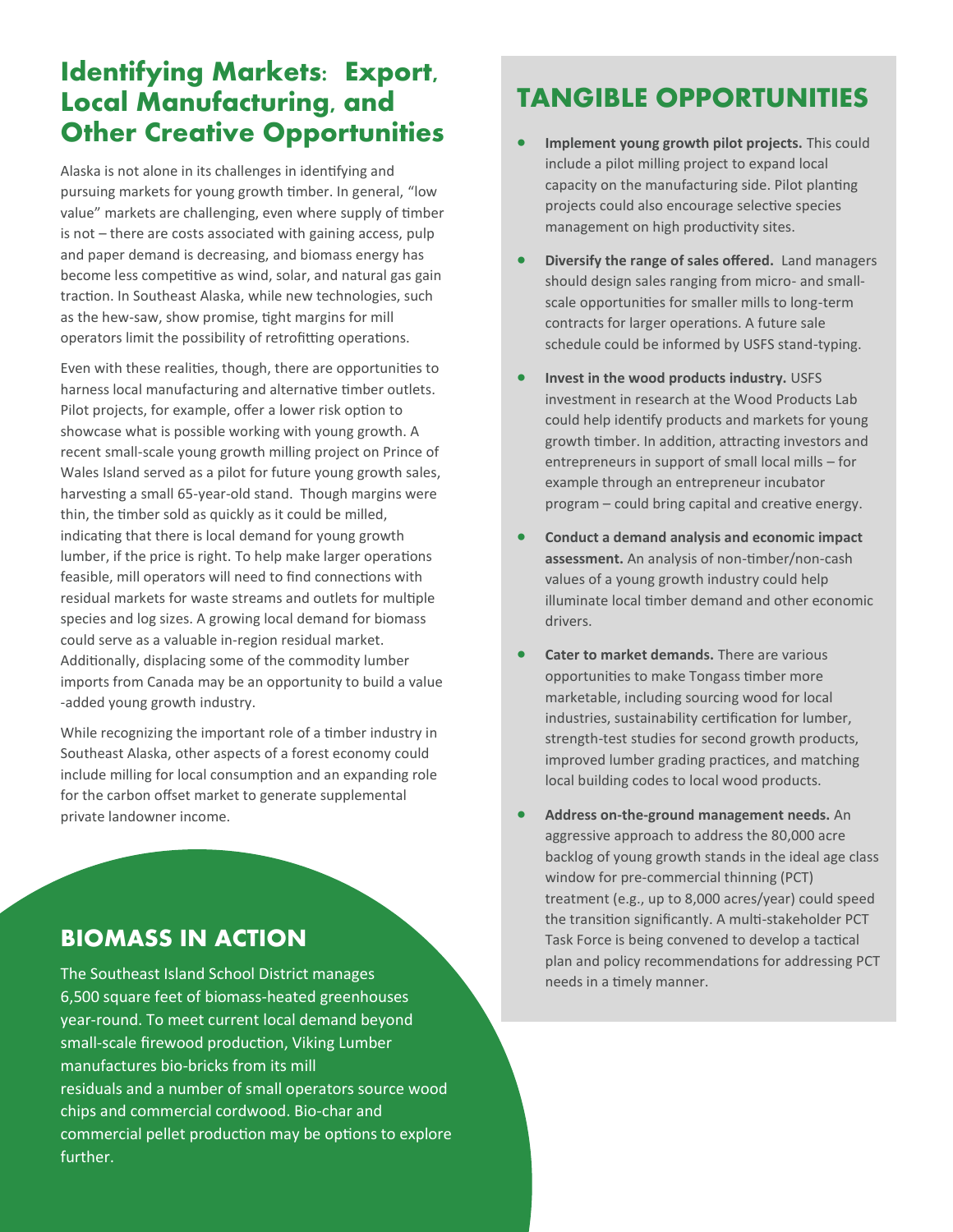## Identifying Markets: Export, Local Manufacturing, and Other Creative Opportunities

Alaska is not alone in its challenges in identifying and pursuing markets for young growth timber. In general, "low value" markets are challenging, even where supply of timber is not – there are costs associated with gaining access, pulp and paper demand is decreasing, and biomass energy has become less competitive as wind, solar, and natural gas gain traction. In Southeast Alaska, while new technologies, such as the hew-saw, show promise, tight margins for mill operators limit the possibility of retrofitting operations.

Even with these realities, though, there are opportunities to harness local manufacturing and alternative timber outlets. Pilot projects, for example, offer a lower risk option to showcase what is possible working with young growth. A recent small-scale young growth milling project on Prince of Wales Island served as a pilot for future young growth sales, harvesting a small 65-year-old stand. Though margins were thin, the timber sold as quickly as it could be milled, indicating that there is local demand for young growth lumber, if the price is right. To help make larger operations feasible, mill operators will need to find connections with residual markets for waste streams and outlets for multiple species and log sizes. A growing local demand for biomass could serve as a valuable in-region residual market. Additionally, displacing some of the commodity lumber imports from Canada may be an opportunity to build a value-added young growth industry.

While recognizing the important role of a timber industry in Southeast Alaska, other aspects of a forest economy could include milling for local consumption and an expanding role for the carbon offset market to generate supplemental private landowner income.

### BIOMASS IN ACTION

The Southeast Island School District manages 6,500 square feet of biomass-heated greenhouses year-round. To meet current local demand beyond small-scale firewood production, Viking Lumber manufactures bio-bricks from its mill residuals and a number of small operators source wood chips and commercial cordwood. Bio-char and commercial pellet production may be options to explore further.

## TANGIBLE OPPORTUNITIES

- **Implement young growth pilot projects.** This could include a pilot milling project to expand local capacity on the manufacturing side. Pilot planting projects could also encourage selective species management on high productivity sites.
- **Diversify the range of sales offered.** Land managers should design sales ranging from micro- and small-scale opportunities for smaller mills to long-term contracts for larger operations. A future sale schedule could be informed by USFS stand-typing.
- **Invest in the wood products industry.** USFS investment in research at the Wood Products Lab could help identify products and markets for young growth timber. In addition, attracting investors and entrepreneurs in support of small local mills – for example through an entrepreneur incubator program – could bring capital and creative energy.
- **Conduct a demand analysis and economic impact assessment.** An analysis of non-timber/non-cash values of a young growth industry could help illuminate local timber demand and other economic drivers.
- **Cater to market demands.** There are various opportunities to make Tongass timber more marketable, including sourcing wood for local industries, sustainability certification for lumber, strength-test studies for second growth products, improved lumber grading practices, and matching local building codes to local wood products.
- **Address on-the-ground management needs.** An aggressive approach to address the 80,000 acre backlog of young growth stands in the ideal age class window for pre-commercial thinning (PCT) treatment (e.g., up to 8,000 acres/year) could speed the transition significantly. A multi-stakeholder PCT Task Force is being convened to develop a tactical plan and policy recommendations for addressing PCT needs in a timely manner.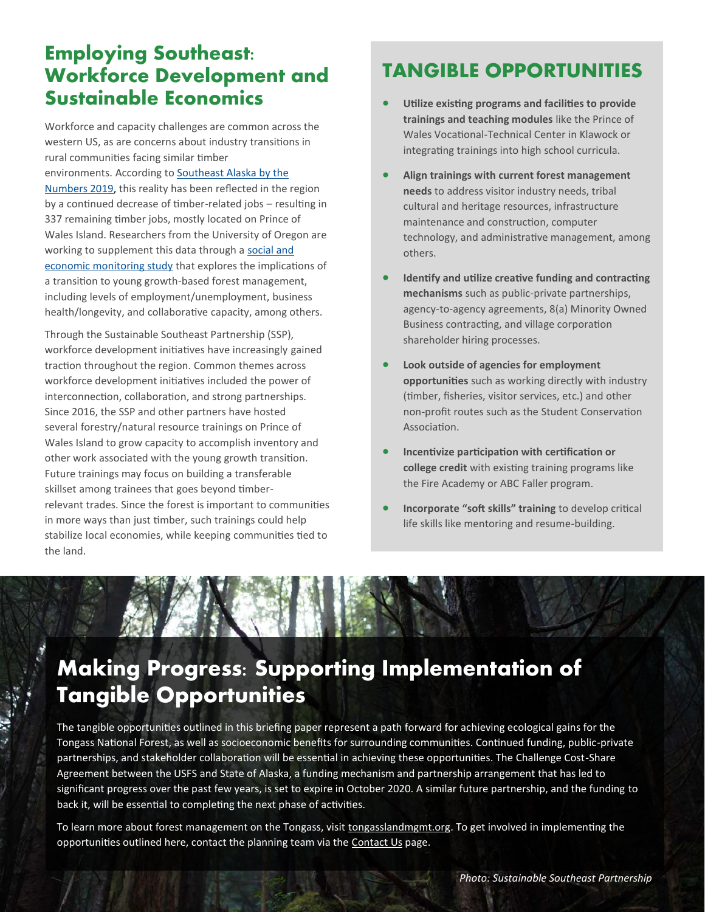## Employing Southeast: Workforce Development and Sustainable Economics

Workforce and capacity challenges are common across the western US, as are concerns about industry transitions in rural communities facing similar timber environments. According to Southeast Alaska by the Numbers 2019, this reality has been reflected in the region by a continued decrease of timber-related jobs – resulting in 337 remaining timber jobs, mostly located on Prince of Wales Island. Researchers from the University of Oregon are working to supplement this data through a social and economic monitoring study that explores the implications of a transition to young growth-based forest management, including levels of employment/unemployment, business health/longevity, and collaborative capacity, among others.

Through the Sustainable Southeast Partnership (SSP), workforce development initiatives have increasingly gained traction throughout the region. Common themes across workforce development initiatives included the power of interconnection, collaboration, and strong partnerships. Since 2016, the SSP and other partners have hosted several forestry/natural resource trainings on Prince of Wales Island to grow capacity to accomplish inventory and other work associated with the young growth transition. Future trainings may focus on building a transferable skillset among trainees that goes beyond timber-relevant trades. Since the forest is important to communities in more ways than just timber, such trainings could help stabilize local economies, while keeping communities tied to the land.

## TANGIBLE OPPORTUNITIES

- **Utilize existing programs and facilities to provide trainings and teaching modules** like the Prince of Wales Vocational-Technical Center in Klawock or integrating trainings into high school curricula.
- **Align trainings with current forest management needs** to address visitor industry needs, tribal cultural and heritage resources, infrastructure maintenance and construction, computer technology, and administrative management, among others.
- **Identify and utilize creative funding and contracting mechanisms** such as public-private partnerships, agency-to-agency agreements, 8(a) Minority Owned Business contracting, and village corporation shareholder hiring processes.
- **Look outside of agencies for employment opportunities** such as working directly with industry (timber, fisheries, visitor services, etc.) and other non-profit routes such as the Student Conservation Association.
- **Incentivize participation with certification or college credit** with existing training programs like the Fire Academy or ABC Faller program.
- **Incorporate "soft skills" training** to develop critical life skills like mentoring and resume-building.

## Making Progress: Supporting Implementation of Tangible Opportunities

The tangible opportunities outlined in this briefing paper represent a path forward for achieving ecological gains for the Tongass National Forest, as well as socioeconomic benefits for surrounding communities. Continued funding, public-private partnerships, and stakeholder collaboration will be essential in achieving these opportunities. The Challenge Cost-Share Agreement between the USFS and State of Alaska, a funding mechanism and partnership arrangement that has led to significant progress over the past few years, is set to expire in October 2020. A similar future partnership, and the funding to back it, will be essential to completing the next phase of activities.

To learn more about forest management on the Tongass, visit tongasslandmgmt.org. To get involved in implementing the opportunities outlined here, contact the planning team via the Contact Us page.

*Photo: Sustainable Southeast Partnership*